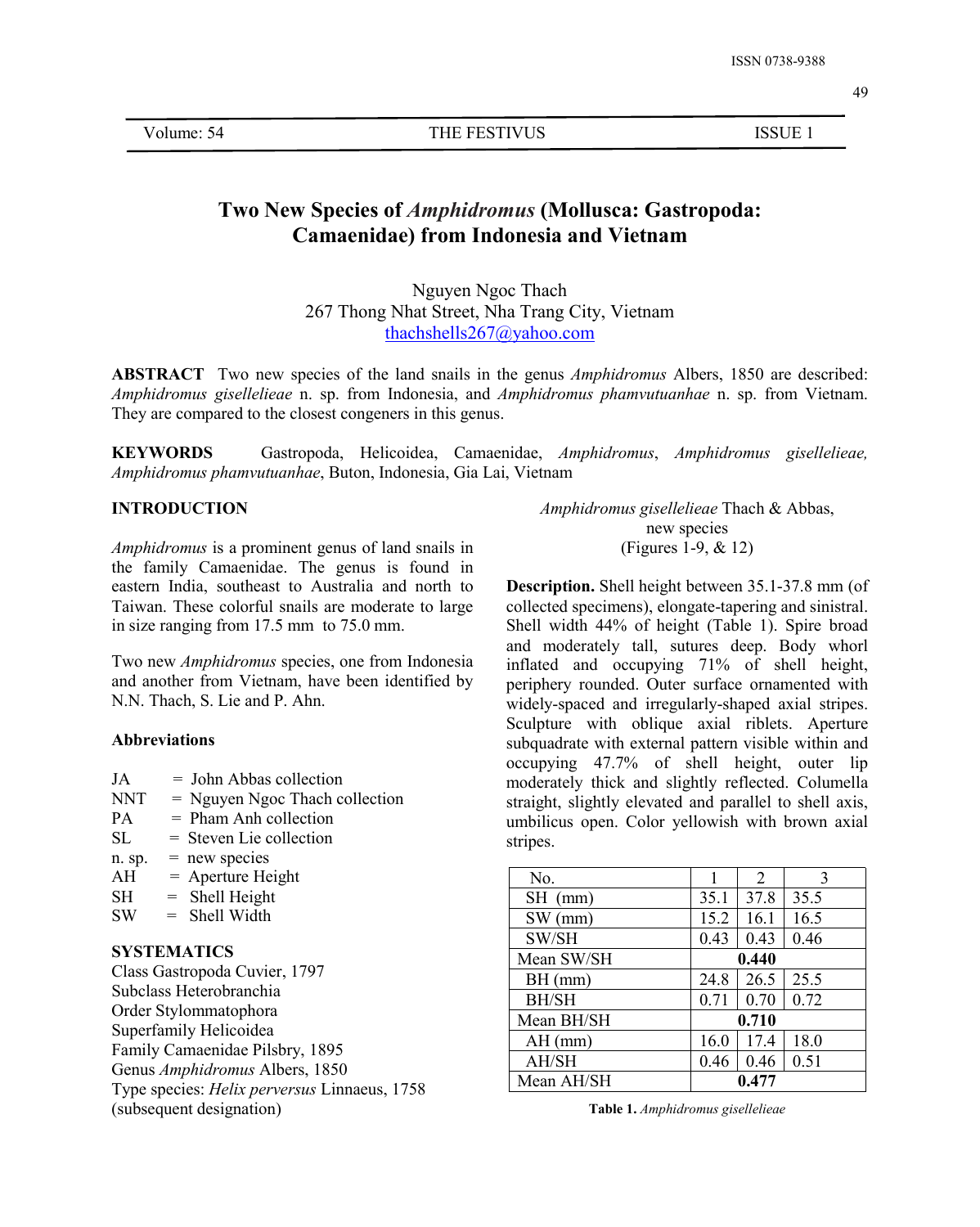# Two New Species of *Amphidromus* (Mollusca: Gastropoda: Camaenidae) from Indonesia and Vietnam

Nguyen Ngoc Thach
267 Thong Nhat Street, Nha Trang City, Vietnam
thachshells267@yahoo.com

**ABSTRACT** Two new species of the land snails in the genus *Amphidromus* Albers, 1850 are described: *Amphidromus gisellelieae* n. sp. from Indonesia, and *Amphidromus phamvutuanhae* n. sp. from Vietnam. They are compared to the closest congeners in this genus.

**KEYWORDS** Gastropoda, Helicoidea, Camaenidae, *Amphidromus*, *Amphidromus gisellelieae, Amphidromus phamvutuanhae*, Buton, Indonesia, Gia Lai, Vietnam

## INTRODUCTION

*Amphidromus* is a prominent genus of land snails in the family Camaenidae. The genus is found in eastern India, southeast to Australia and north to Taiwan. These colorful snails are moderate to large in size ranging from 17.5 mm to 75.0 mm.

Two new *Amphidromus* species, one from Indonesia and another from Vietnam, have been identified by N.N. Thach, S. Lie and P. Ahn.

### Abbreviations

JA = John Abbas collection
NNT = Nguyen Ngoc Thach collection
PA = Pham Anh collection
SL = Steven Lie collection
n. sp. = new species
AH = Aperture Height
SH = Shell Height
SW = Shell Width

## SYSTEMATICS

Class Gastropoda Cuvier, 1797
Subclass Heterobranchia
Order Stylommatophora
Superfamily Helicoidea
Family Camaenidae Pilsbry, 1895
Genus *Amphidromus* Albers, 1850
Type species: *Helix perversus* Linnaeus, 1758 (subsequent designation)

*Amphidromus gisellelieae* Thach & Abbas, new species
(Figures 1-9, & 12)

**Description.** Shell height between 35.1-37.8 mm (of collected specimens), elongate-tapering and sinistral. Shell width 44% of height (Table 1). Spire broad and moderately tall, sutures deep. Body whorl inflated and occupying 71% of shell height, periphery rounded. Outer surface ornamented with widely-spaced and irregularly-shaped axial stripes. Sculpture with oblique axial riblets. Aperture subquadrate with external pattern visible within and occupying 47.7% of shell height, outer lip moderately thick and slightly reflected. Columella straight, slightly elevated and parallel to shell axis, umbilicus open. Color yellowish with brown axial stripes.

| No. | 1 | 2 | 3 |
|---|---|---|---|
| SH (mm) | 35.1 | 37.8 | 35.5 |
| SW (mm) | 15.2 | 16.1 | 16.5 |
| SW/SH | 0.43 | 0.43 | 0.46 |
| Mean SW/SH | **0.440** | | |
| BH (mm) | 24.8 | 26.5 | 25.5 |
| BH/SH | 0.71 | 0.70 | 0.72 |
| Mean BH/SH | **0.710** | | |
| AH (mm) | 16.0 | 17.4 | 18.0 |
| AH/SH | 0.46 | 0.46 | 0.51 |
| Mean AH/SH | **0.477** | | |

**Table 1.** *Amphidromus gisellelieae*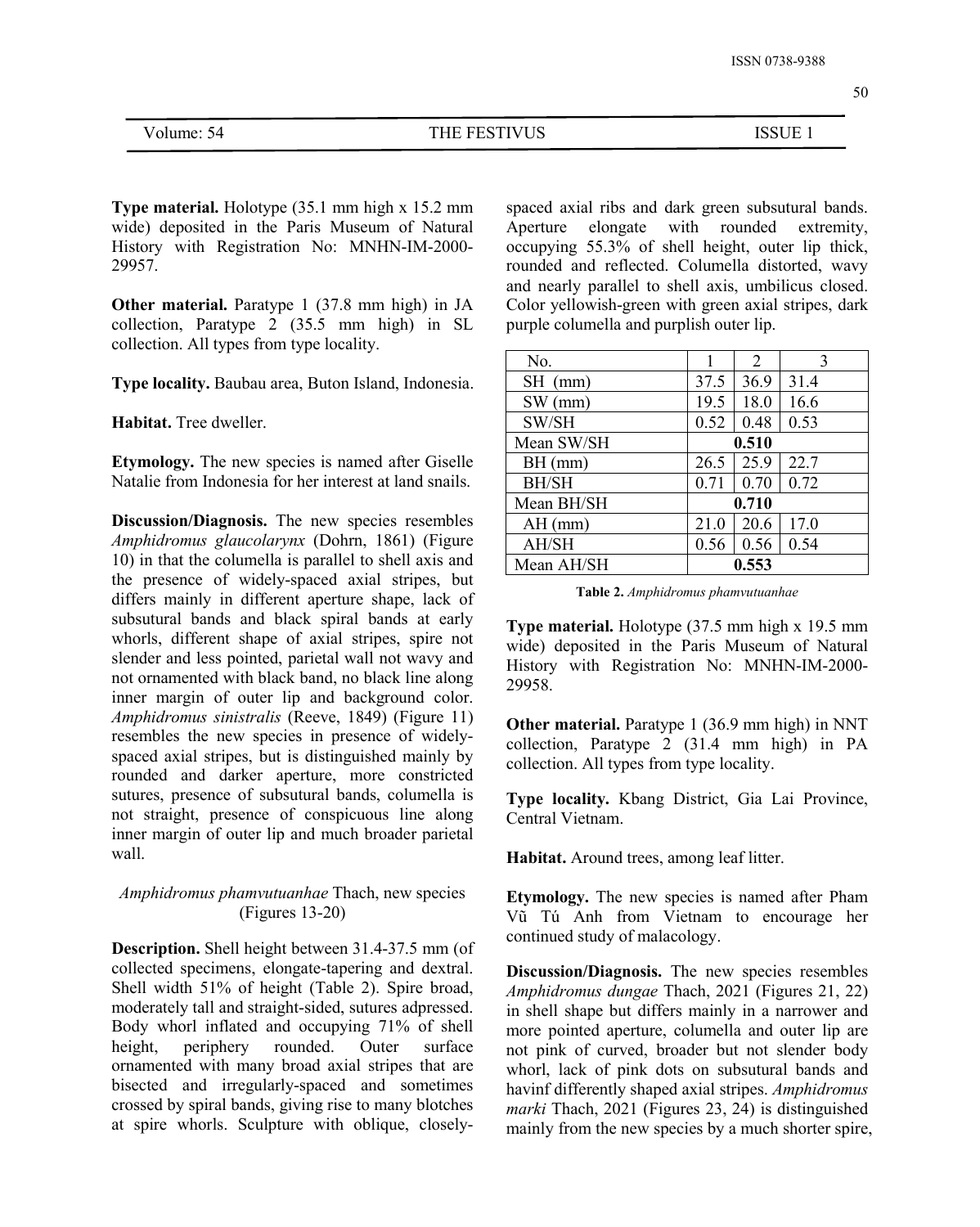**Type material.** Holotype (35.1 mm high x 15.2 mm wide) deposited in the Paris Museum of Natural History with Registration No: MNHN-IM-2000-29957.

**Other material.** Paratype 1 (37.8 mm high) in JA collection, Paratype 2 (35.5 mm high) in SL collection. All types from type locality.

**Type locality.** Baubau area, Buton Island, Indonesia.

**Habitat.** Tree dweller.

**Etymology.** The new species is named after Giselle Natalie from Indonesia for her interest at land snails.

**Discussion/Diagnosis.** The new species resembles *Amphidromus glaucolarynx* (Dohrn, 1861) (Figure 10) in that the columella is parallel to shell axis and the presence of widely-spaced axial stripes, but differs mainly in different aperture shape, lack of subsutural bands and black spiral bands at early whorls, different shape of axial stripes, spire not slender and less pointed, parietal wall not wavy and not ornamented with black band, no black line along inner margin of outer lip and background color. *Amphidromus sinistralis* (Reeve, 1849) (Figure 11) resembles the new species in presence of widely-spaced axial stripes, but is distinguished mainly by rounded and darker aperture, more constricted sutures, presence of subsutural bands, columella is not straight, presence of conspicuous line along inner margin of outer lip and much broader parietal wall.

## *Amphidromus phamvutuanhae* Thach, new species (Figures 13-20)

**Description.** Shell height between 31.4-37.5 mm (of collected specimens, elongate-tapering and dextral. Shell width 51% of height (Table 2). Spire broad, moderately tall and straight-sided, sutures adpressed. Body whorl inflated and occupying 71% of shell height, periphery rounded. Outer surface ornamented with many broad axial stripes that are bisected and irregularly-spaced and sometimes crossed by spiral bands, giving rise to many blotches at spire whorls. Sculpture with oblique, closely-spaced axial ribs and dark green subsutural bands. Aperture elongate with rounded extremity, occupying 55.3% of shell height, outer lip thick, rounded and reflected. Columella distorted, wavy and nearly parallel to shell axis, umbilicus closed. Color yellowish-green with green axial stripes, dark purple columella and purplish outer lip.

| No. | 1 | 2 | 3 |
|---|---|---|---|
| SH (mm) | 37.5 | 36.9 | 31.4 |
| SW (mm) | 19.5 | 18.0 | 16.6 |
| SW/SH | 0.52 | 0.48 | 0.53 |
| Mean SW/SH | **0.510** | | |
| BH (mm) | 26.5 | 25.9 | 22.7 |
| BH/SH | 0.71 | 0.70 | 0.72 |
| Mean BH/SH | **0.710** | | |
| AH (mm) | 21.0 | 20.6 | 17.0 |
| AH/SH | 0.56 | 0.56 | 0.54 |
| Mean AH/SH | **0.553** | | |

**Table 2.** *Amphidromus phamvutuanhae*

**Type material.** Holotype (37.5 mm high x 19.5 mm wide) deposited in the Paris Museum of Natural History with Registration No: MNHN-IM-2000-29958.

**Other material.** Paratype 1 (36.9 mm high) in NNT collection, Paratype 2 (31.4 mm high) in PA collection. All types from type locality.

**Type locality.** Kbang District, Gia Lai Province, Central Vietnam.

**Habitat.** Around trees, among leaf litter.

**Etymology.** The new species is named after Pham Vũ Tú Anh from Vietnam to encourage her continued study of malacology.

**Discussion/Diagnosis.** The new species resembles *Amphidromus dungae* Thach, 2021 (Figures 21, 22) in shell shape but differs mainly in a narrower and more pointed aperture, columella and outer lip are not pink of curved, broader but not slender body whorl, lack of pink dots on subsutural bands and havinf differently shaped axial stripes. *Amphidromus marki* Thach, 2021 (Figures 23, 24) is distinguished mainly from the new species by a much shorter spire,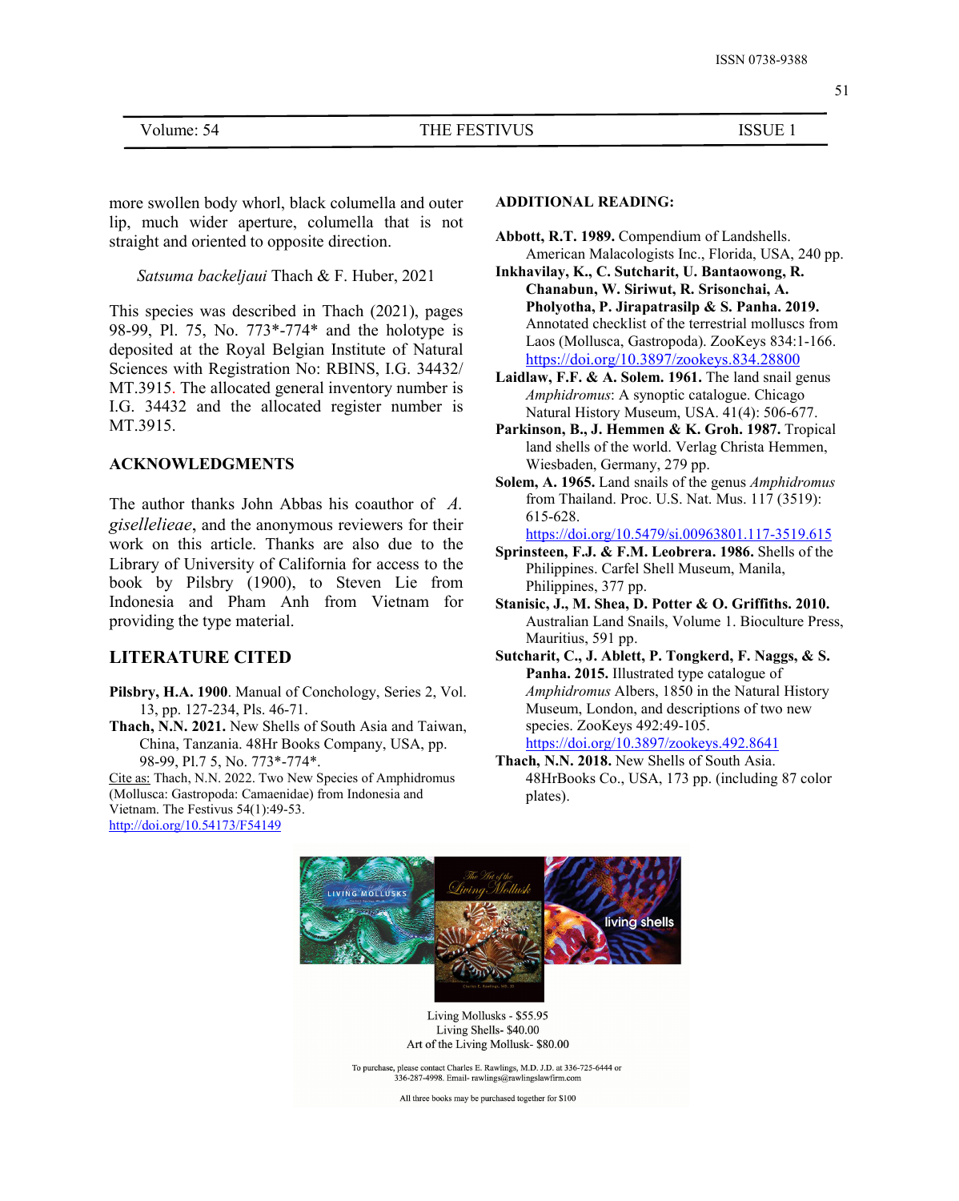more swollen body whorl, black columella and outer lip, much wider aperture, columella that is not straight and oriented to opposite direction.

*Satsuma backeljaui* Thach & F. Huber, 2021

This species was described in Thach (2021), pages 98-99, Pl. 75, No. 773*-774* and the holotype is deposited at the Royal Belgian Institute of Natural Sciences with Registration No: RBINS, I.G. 34432/ MT.3915. The allocated general inventory number is I.G. 34432 and the allocated register number is MT.3915.

## ACKNOWLEDGMENTS

The author thanks John Abbas his coauthor of *A. gisellelieae*, and the anonymous reviewers for their work on this article. Thanks are also due to the Library of University of California for access to the book by Pilsbry (1900), to Steven Lie from Indonesia and Pham Anh from Vietnam for providing the type material.

## LITERATURE CITED

**Pilsbry, H.A. 1900**. Manual of Conchology, Series 2, Vol. 13, pp. 127-234, Pls. 46-71.

**Thach, N.N. 2021.** New Shells of South Asia and Taiwan, China, Tanzania. 48Hr Books Company, USA, pp. 98-99, Pl.7 5, No. 773*-774*.

Cite as: Thach, N.N. 2022. Two New Species of Amphidromus (Mollusca: Gastropoda: Camaenidae) from Indonesia and Vietnam. The Festivus 54(1):49-53. http://doi.org/10.54173/F54149

## ADDITIONAL READING:

**Abbott, R.T. 1989.** Compendium of Landshells. American Malacologists Inc., Florida, USA, 240 pp.

**Inkhavilay, K., C. Sutcharit, U. Bantaowong, R. Chanabun, W. Siriwut, R. Srisonchai, A. Pholyotha, P. Jirapatrasilp & S. Panha. 2019.** Annotated checklist of the terrestrial molluscs from Laos (Mollusca, Gastropoda). ZooKeys 834:1-166. https://doi.org/10.3897/zookeys.834.28800

**Laidlaw, F.F. & A. Solem. 1961.** The land snail genus *Amphidromus*: A synoptic catalogue. Chicago Natural History Museum, USA. 41(4): 506-677.

**Parkinson, B., J. Hemmen & K. Groh. 1987.** Tropical land shells of the world. Verlag Christa Hemmen, Wiesbaden, Germany, 279 pp.

**Solem, A. 1965.** Land snails of the genus *Amphidromus* from Thailand. Proc. U.S. Nat. Mus. 117 (3519): 615-628. https://doi.org/10.5479/si.00963801.117-3519.615

**Sprinsteen, F.J. & F.M. Leobrera. 1986.** Shells of the Philippines. Carfel Shell Museum, Manila, Philippines, 377 pp.

**Stanisic, J., M. Shea, D. Potter & O. Griffiths. 2010.** Australian Land Snails, Volume 1. Bioculture Press, Mauritius, 591 pp.

**Sutcharit, C., J. Ablett, P. Tongkerd, F. Naggs, & S. Panha. 2015.** Illustrated type catalogue of *Amphidromus* Albers, 1850 in the Natural History Museum, London, and descriptions of two new species. ZooKeys 492:49-105. https://doi.org/10.3897/zookeys.492.8641

**Thach, N.N. 2018.** New Shells of South Asia. 48HrBooks Co., USA, 173 pp. (including 87 color plates).

Living Mollusks - $55.95
Living Shells- $40.00
Art of the Living Mollusk- $80.00

To purchase, please contact Charles E. Rawlings, M.D. J.D. at 336-725-6444 or 336-287-4998. Email- rawlings@rawlingslawfirm.com

All three books may be purchased together for $100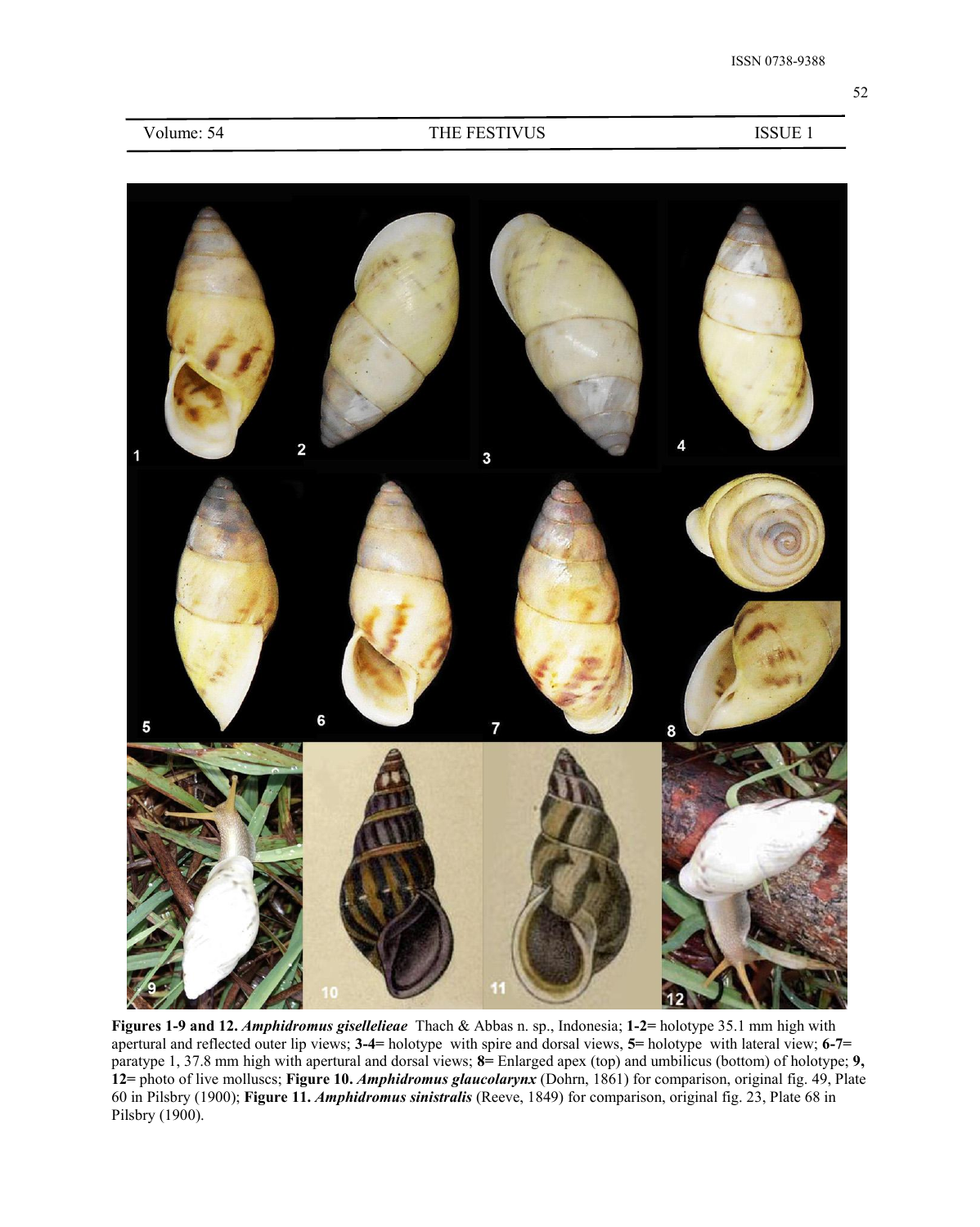**Figures 1-9 and 12.** ***Amphidromus gisellelieae*** Thach & Abbas n. sp., Indonesia; **1-2=** holotype 35.1 mm high with apertural and reflected outer lip views; **3-4=** holotype with spire and dorsal views, **5=** holotype with lateral view; **6-7=** paratype 1, 37.8 mm high with apertural and dorsal views; **8=** Enlarged apex (top) and umbilicus (bottom) of holotype; **9, 12=** photo of live molluscs; **Figure 10.** ***Amphidromus glaucolarynx*** (Dohrn, 1861) for comparison, original fig. 49, Plate 60 in Pilsbry (1900); **Figure 11.** ***Amphidromus sinistralis*** (Reeve, 1849) for comparison, original fig. 23, Plate 68 in Pilsbry (1900).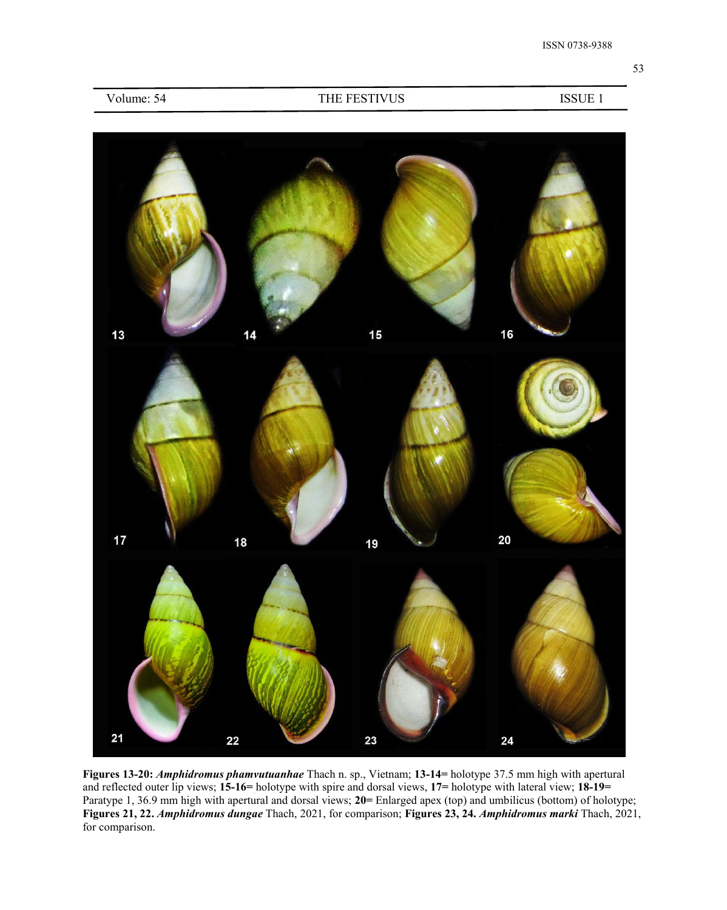**Figures 13-20:** ***Amphidromus phamvutuanhae*** Thach n. sp., Vietnam; **13-14=** holotype 37.5 mm high with apertural and reflected outer lip views; **15-16=** holotype with spire and dorsal views, **17=** holotype with lateral view; **18-19=** Paratype 1, 36.9 mm high with apertural and dorsal views; **20=** Enlarged apex (top) and umbilicus (bottom) of holotype; **Figures 21, 22.** ***Amphidromus dungae*** Thach, 2021, for comparison; **Figures 23, 24.** ***Amphidromus marki*** Thach, 2021, for comparison.